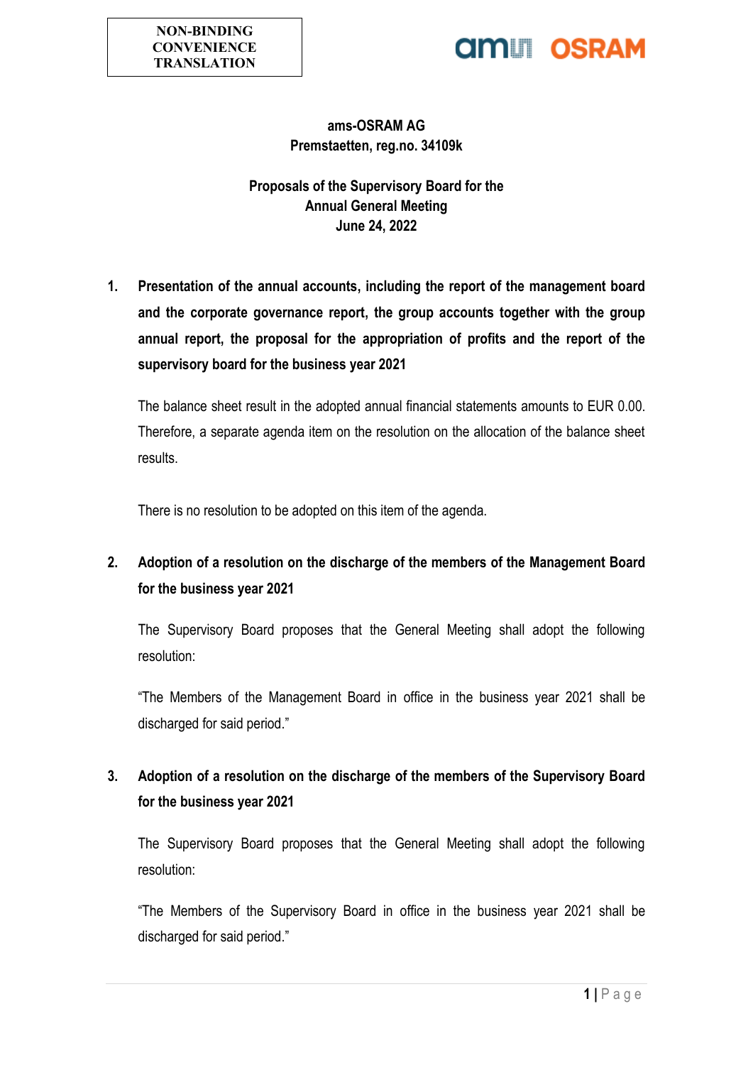**NON-BINDING CONVENIENCE TRANSLATION**

ams OSRAM

# ams-OSRAM AG
Premstaetten, reg.no. 34109k

## Proposals of the Supervisory Board for the Annual General Meeting June 24, 2022

**1. Presentation of the annual accounts, including the report of the management board and the corporate governance report, the group accounts together with the group annual report, the proposal for the appropriation of profits and the report of the supervisory board for the business year 2021**

The balance sheet result in the adopted annual financial statements amounts to EUR 0.00. Therefore, a separate agenda item on the resolution on the allocation of the balance sheet results.

There is no resolution to be adopted on this item of the agenda.

**2. Adoption of a resolution on the discharge of the members of the Management Board for the business year 2021**

The Supervisory Board proposes that the General Meeting shall adopt the following resolution:

"The Members of the Management Board in office in the business year 2021 shall be discharged for said period."

**3. Adoption of a resolution on the discharge of the members of the Supervisory Board for the business year 2021**

The Supervisory Board proposes that the General Meeting shall adopt the following resolution:

"The Members of the Supervisory Board in office in the business year 2021 shall be discharged for said period."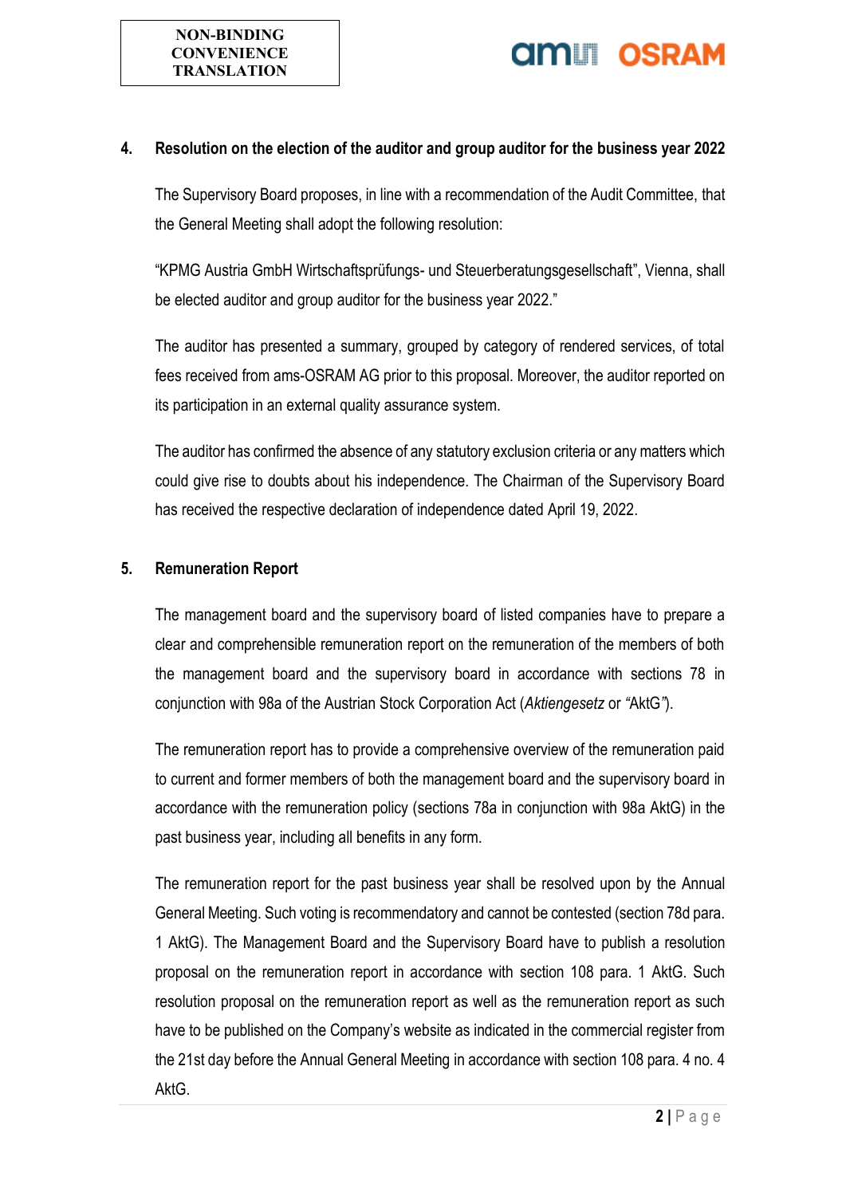## 4. Resolution on the election of the auditor and group auditor for the business year 2022

The Supervisory Board proposes, in line with a recommendation of the Audit Committee, that the General Meeting shall adopt the following resolution:

"KPMG Austria GmbH Wirtschaftsprüfungs- und Steuerberatungsgesellschaft", Vienna, shall be elected auditor and group auditor for the business year 2022."

The auditor has presented a summary, grouped by category of rendered services, of total fees received from ams-OSRAM AG prior to this proposal. Moreover, the auditor reported on its participation in an external quality assurance system.

The auditor has confirmed the absence of any statutory exclusion criteria or any matters which could give rise to doubts about his independence. The Chairman of the Supervisory Board has received the respective declaration of independence dated April 19, 2022.

## 5. Remuneration Report

The management board and the supervisory board of listed companies have to prepare a clear and comprehensible remuneration report on the remuneration of the members of both the management board and the supervisory board in accordance with sections 78 in conjunction with 98a of the Austrian Stock Corporation Act (*Aktiengesetz* or "AktG").

The remuneration report has to provide a comprehensive overview of the remuneration paid to current and former members of both the management board and the supervisory board in accordance with the remuneration policy (sections 78a in conjunction with 98a AktG) in the past business year, including all benefits in any form.

The remuneration report for the past business year shall be resolved upon by the Annual General Meeting. Such voting is recommendatory and cannot be contested (section 78d para. 1 AktG). The Management Board and the Supervisory Board have to publish a resolution proposal on the remuneration report in accordance with section 108 para. 1 AktG. Such resolution proposal on the remuneration report as well as the remuneration report as such have to be published on the Company's website as indicated in the commercial register from the 21st day before the Annual General Meeting in accordance with section 108 para. 4 no. 4 AktG.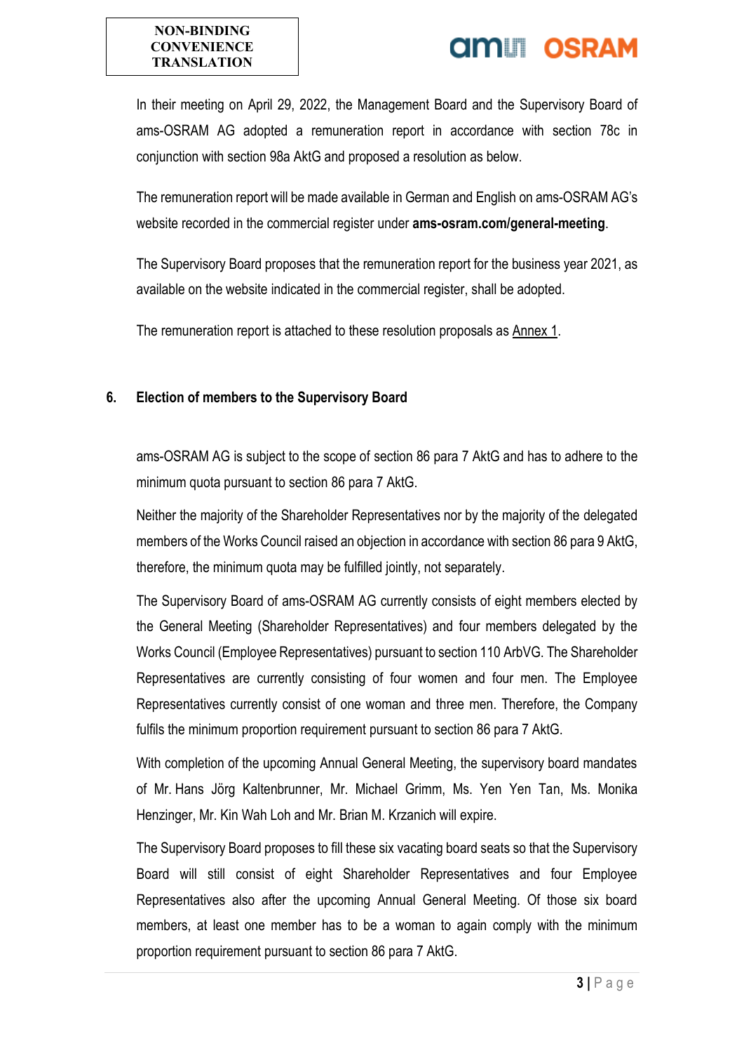In their meeting on April 29, 2022, the Management Board and the Supervisory Board of ams-OSRAM AG adopted a remuneration report in accordance with section 78c in conjunction with section 98a AktG and proposed a resolution as below.

The remuneration report will be made available in German and English on ams-OSRAM AG's website recorded in the commercial register under **ams-osram.com/general-meeting**.

The Supervisory Board proposes that the remuneration report for the business year 2021, as available on the website indicated in the commercial register, shall be adopted.

The remuneration report is attached to these resolution proposals as Annex 1.

## 6. Election of members to the Supervisory Board

ams-OSRAM AG is subject to the scope of section 86 para 7 AktG and has to adhere to the minimum quota pursuant to section 86 para 7 AktG.

Neither the majority of the Shareholder Representatives nor by the majority of the delegated members of the Works Council raised an objection in accordance with section 86 para 9 AktG, therefore, the minimum quota may be fulfilled jointly, not separately.

The Supervisory Board of ams-OSRAM AG currently consists of eight members elected by the General Meeting (Shareholder Representatives) and four members delegated by the Works Council (Employee Representatives) pursuant to section 110 ArbVG. The Shareholder Representatives are currently consisting of four women and four men. The Employee Representatives currently consist of one woman and three men. Therefore, the Company fulfils the minimum proportion requirement pursuant to section 86 para 7 AktG.

With completion of the upcoming Annual General Meeting, the supervisory board mandates of Mr. Hans Jörg Kaltenbrunner, Mr. Michael Grimm, Ms. Yen Yen Tan, Ms. Monika Henzinger, Mr. Kin Wah Loh and Mr. Brian M. Krzanich will expire.

The Supervisory Board proposes to fill these six vacating board seats so that the Supervisory Board will still consist of eight Shareholder Representatives and four Employee Representatives also after the upcoming Annual General Meeting. Of those six board members, at least one member has to be a woman to again comply with the minimum proportion requirement pursuant to section 86 para 7 AktG.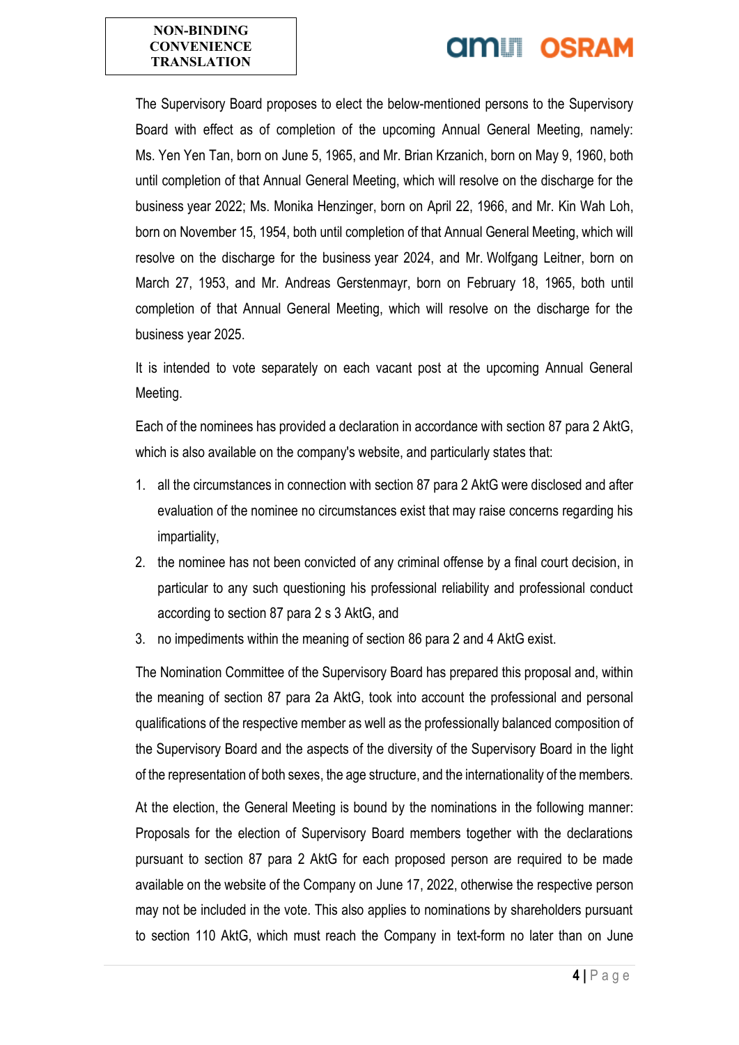The Supervisory Board proposes to elect the below-mentioned persons to the Supervisory Board with effect as of completion of the upcoming Annual General Meeting, namely: Ms. Yen Yen Tan, born on June 5, 1965, and Mr. Brian Krzanich, born on May 9, 1960, both until completion of that Annual General Meeting, which will resolve on the discharge for the business year 2022; Ms. Monika Henzinger, born on April 22, 1966, and Mr. Kin Wah Loh, born on November 15, 1954, both until completion of that Annual General Meeting, which will resolve on the discharge for the business year 2024, and Mr. Wolfgang Leitner, born on March 27, 1953, and Mr. Andreas Gerstenmayr, born on February 18, 1965, both until completion of that Annual General Meeting, which will resolve on the discharge for the business year 2025.

It is intended to vote separately on each vacant post at the upcoming Annual General Meeting.

Each of the nominees has provided a declaration in accordance with section 87 para 2 AktG, which is also available on the company's website, and particularly states that:

1. all the circumstances in connection with section 87 para 2 AktG were disclosed and after evaluation of the nominee no circumstances exist that may raise concerns regarding his impartiality,
2. the nominee has not been convicted of any criminal offense by a final court decision, in particular to any such questioning his professional reliability and professional conduct according to section 87 para 2 s 3 AktG, and
3. no impediments within the meaning of section 86 para 2 and 4 AktG exist.

The Nomination Committee of the Supervisory Board has prepared this proposal and, within the meaning of section 87 para 2a AktG, took into account the professional and personal qualifications of the respective member as well as the professionally balanced composition of the Supervisory Board and the aspects of the diversity of the Supervisory Board in the light of the representation of both sexes, the age structure, and the internationality of the members.

At the election, the General Meeting is bound by the nominations in the following manner: Proposals for the election of Supervisory Board members together with the declarations pursuant to section 87 para 2 AktG for each proposed person are required to be made available on the website of the Company on June 17, 2022, otherwise the respective person may not be included in the vote. This also applies to nominations by shareholders pursuant to section 110 AktG, which must reach the Company in text-form no later than on June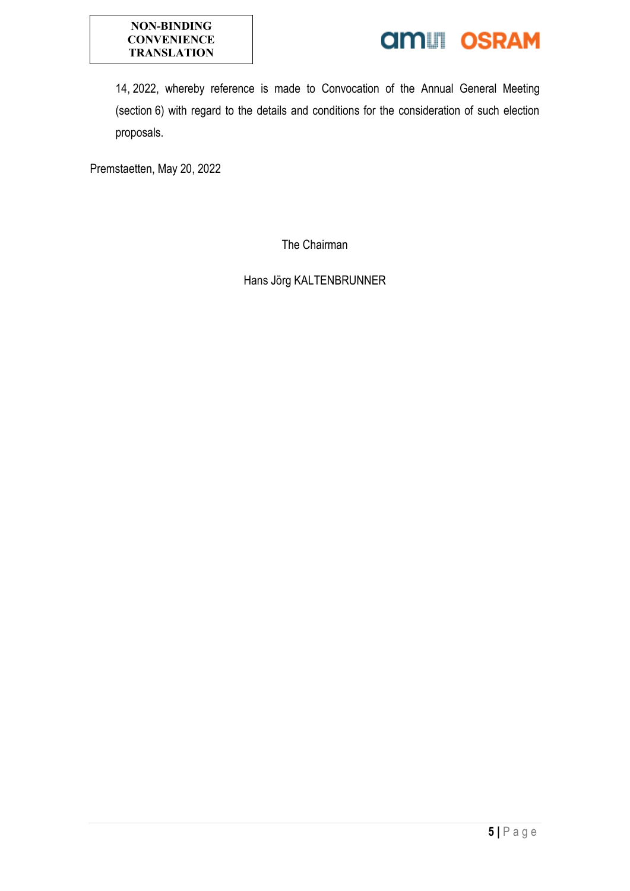**NON-BINDING CONVENIENCE TRANSLATION**

14, 2022, whereby reference is made to Convocation of the Annual General Meeting (section 6) with regard to the details and conditions for the consideration of such election proposals.

Premstaetten, May 20, 2022

The Chairman

Hans Jörg KALTENBRUNNER